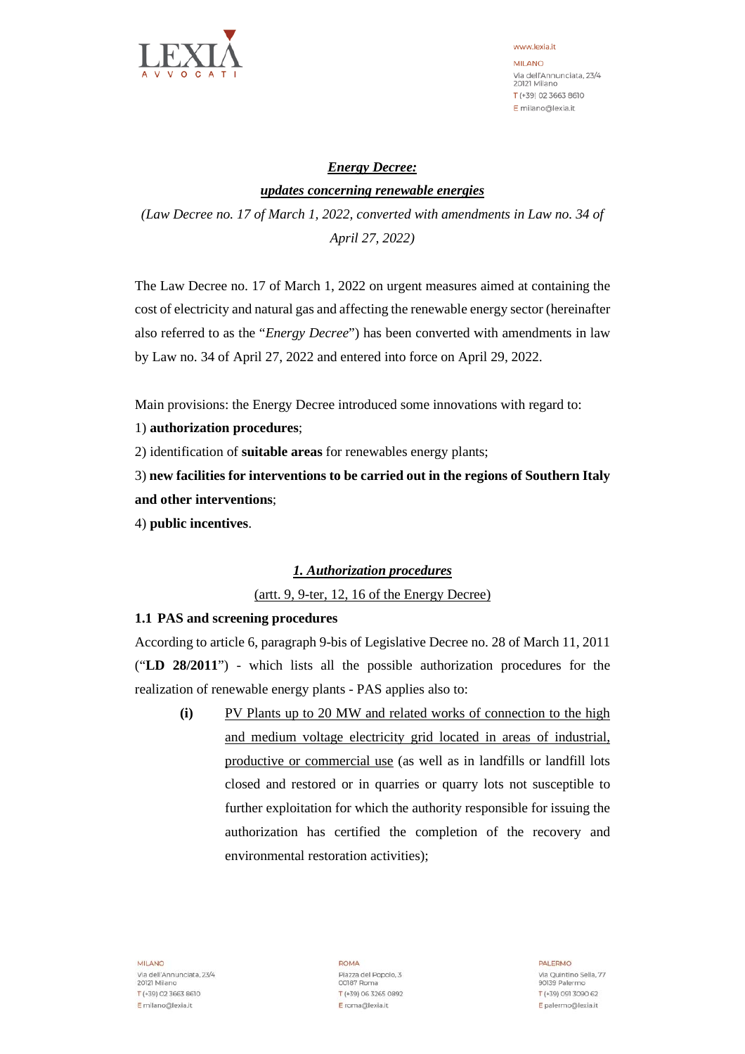# ***Energy Decree: updates concerning renewable energies***

*(Law Decree no. 17 of March 1, 2022, converted with amendments in Law no. 34 of April 27, 2022)*

The Law Decree no. 17 of March 1, 2022 on urgent measures aimed at containing the cost of electricity and natural gas and affecting the renewable energy sector (hereinafter also referred to as the "*Energy Decree*") has been converted with amendments in law by Law no. 34 of April 27, 2022 and entered into force on April 29, 2022.

Main provisions: the Energy Decree introduced some innovations with regard to:

1) **authorization procedures**;

2) identification of **suitable areas** for renewables energy plants;

3) **new facilities for interventions to be carried out in the regions of Southern Italy and other interventions**;

4) **public incentives**.

## ***1. Authorization procedures***

(artt. 9, 9-ter, 12, 16 of the Energy Decree)

### 1.1 PAS and screening procedures

According to article 6, paragraph 9-bis of Legislative Decree no. 28 of March 11, 2011 ("**LD 28/2011**") - which lists all the possible authorization procedures for the realization of renewable energy plants - PAS applies also to:

- **(i)** PV Plants up to 20 MW and related works of connection to the high and medium voltage electricity grid located in areas of industrial, productive or commercial use (as well as in landfills or landfill lots closed and restored or in quarries or quarry lots not susceptible to further exploitation for which the authority responsible for issuing the authorization has certified the completion of the recovery and environmental restoration activities);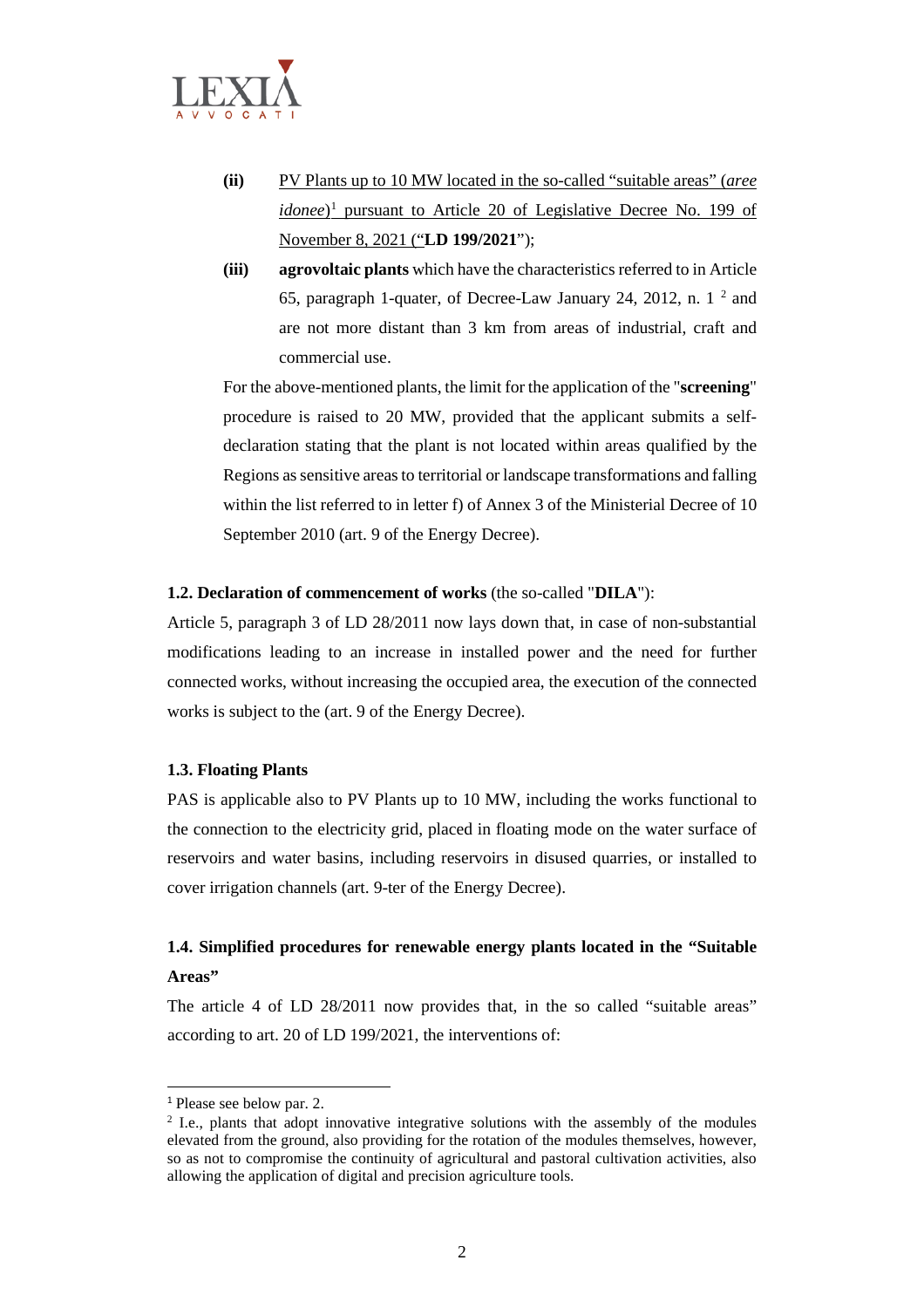**(ii)** PV Plants up to 10 MW located in the so-called "suitable areas" (*aree idonee*)[1] pursuant to Article 20 of Legislative Decree No. 199 of November 8, 2021 ("**LD 199/2021**");

**(iii)** **agrovoltaic plants** which have the characteristics referred to in Article 65, paragraph 1-quater, of Decree-Law January 24, 2012, n. 1 [2] and are not more distant than 3 km from areas of industrial, craft and commercial use.

For the above-mentioned plants, the limit for the application of the "**screening**" procedure is raised to 20 MW, provided that the applicant submits a self-declaration stating that the plant is not located within areas qualified by the Regions as sensitive areas to territorial or landscape transformations and falling within the list referred to in letter f) of Annex 3 of the Ministerial Decree of 10 September 2010 (art. 9 of the Energy Decree).

**1.2. Declaration of commencement of works** (the so-called "**DILA**"):

Article 5, paragraph 3 of LD 28/2011 now lays down that, in case of non-substantial modifications leading to an increase in installed power and the need for further connected works, without increasing the occupied area, the execution of the connected works is subject to the (art. 9 of the Energy Decree).

**1.3. Floating Plants**

PAS is applicable also to PV Plants up to 10 MW, including the works functional to the connection to the electricity grid, placed in floating mode on the water surface of reservoirs and water basins, including reservoirs in disused quarries, or installed to cover irrigation channels (art. 9-ter of the Energy Decree).

**1.4. Simplified procedures for renewable energy plants located in the "Suitable Areas"**

The article 4 of LD 28/2011 now provides that, in the so called "suitable areas" according to art. 20 of LD 199/2021, the interventions of:

---

[1] Please see below par. 2.

[2] I.e., plants that adopt innovative integrative solutions with the assembly of the modules elevated from the ground, also providing for the rotation of the modules themselves, however, so as not to compromise the continuity of agricultural and pastoral cultivation activities, also allowing the application of digital and precision agriculture tools.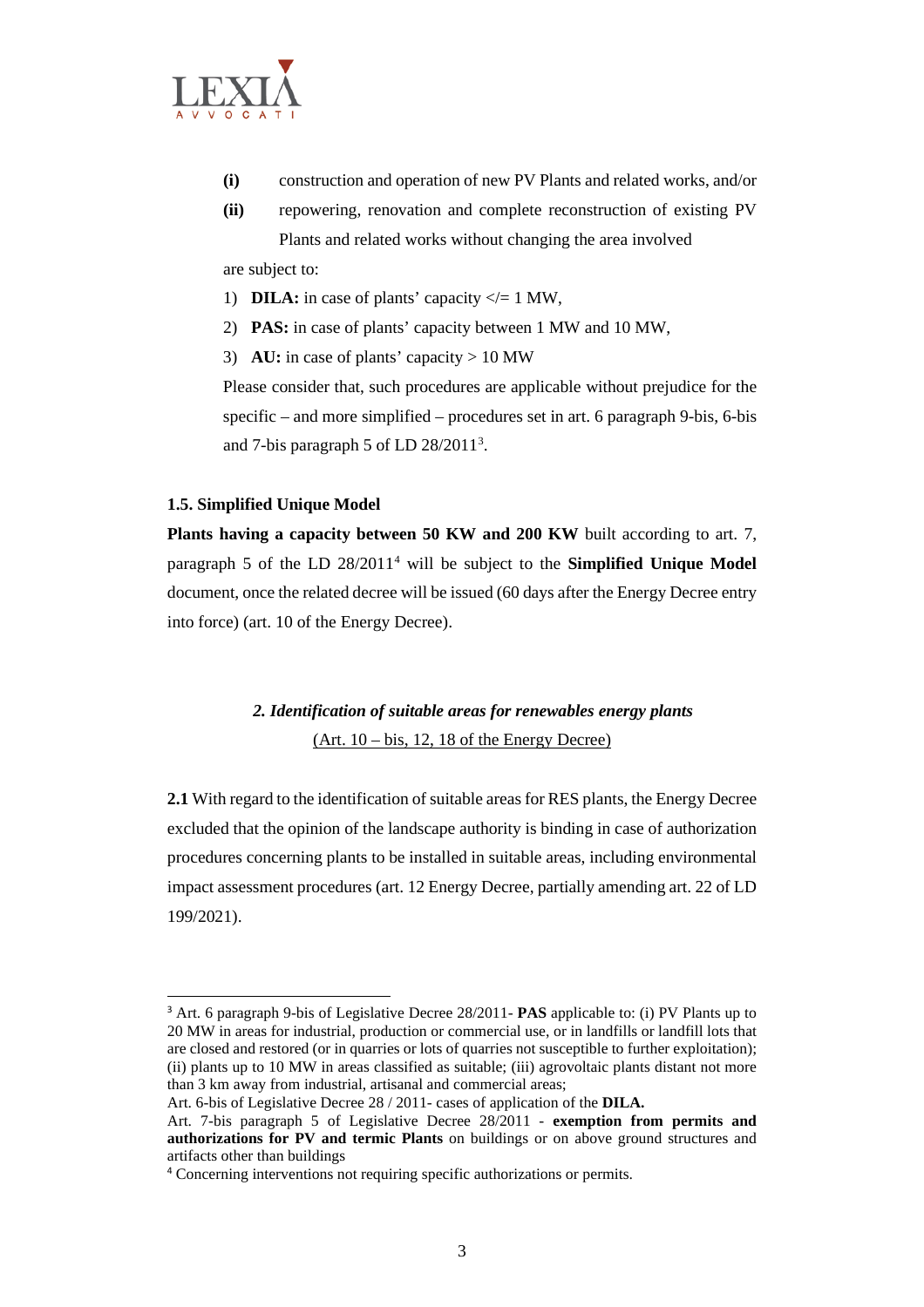- **(i)** construction and operation of new PV Plants and related works, and/or
- **(ii)** repowering, renovation and complete reconstruction of existing PV Plants and related works without changing the area involved

are subject to:

1) **DILA:** in case of plants' capacity </= 1 MW,
2) **PAS:** in case of plants' capacity between 1 MW and 10 MW,
3) **AU:** in case of plants' capacity > 10 MW

Please consider that, such procedures are applicable without prejudice for the specific – and more simplified – procedures set in art. 6 paragraph 9-bis, 6-bis and 7-bis paragraph 5 of LD 28/2011[3].

#### 1.5. Simplified Unique Model

**Plants having a capacity between 50 KW and 200 KW** built according to art. 7, paragraph 5 of the LD 28/2011[4] will be subject to the **Simplified Unique Model** document, once the related decree will be issued (60 days after the Energy Decree entry into force) (art. 10 of the Energy Decree).

## *2. Identification of suitable areas for renewables energy plants*

(Art. 10 – bis, 12, 18 of the Energy Decree)

**2.1** With regard to the identification of suitable areas for RES plants, the Energy Decree excluded that the opinion of the landscape authority is binding in case of authorization procedures concerning plants to be installed in suitable areas, including environmental impact assessment procedures (art. 12 Energy Decree, partially amending art. 22 of LD 199/2021).

---

[3] Art. 6 paragraph 9-bis of Legislative Decree 28/2011- **PAS** applicable to: (i) PV Plants up to 20 MW in areas for industrial, production or commercial use, or in landfills or landfill lots that are closed and restored (or in quarries or lots of quarries not susceptible to further exploitation); (ii) plants up to 10 MW in areas classified as suitable; (iii) agrovoltaic plants distant not more than 3 km away from industrial, artisanal and commercial areas;
Art. 6-bis of Legislative Decree 28 / 2011- cases of application of the **DILA.**
Art. 7-bis paragraph 5 of Legislative Decree 28/2011 - **exemption from permits and authorizations for PV and termic Plants** on buildings or on above ground structures and artifacts other than buildings

[4] Concerning interventions not requiring specific authorizations or permits.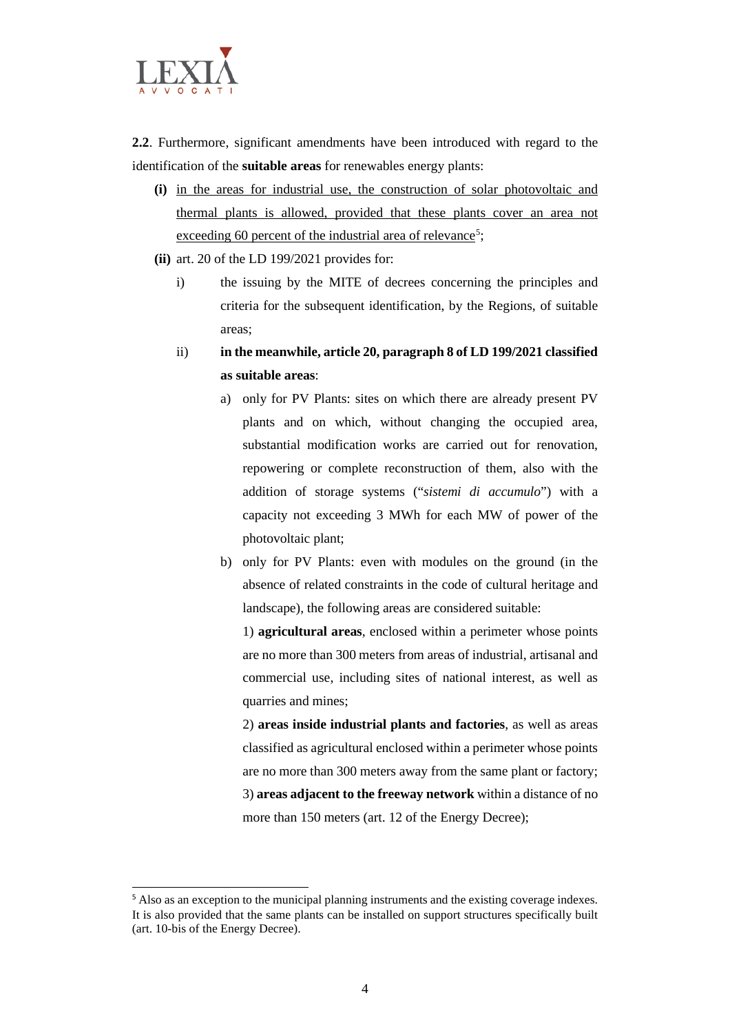**2.2**. Furthermore, significant amendments have been introduced with regard to the identification of the **suitable areas** for renewables energy plants:

- **(i)** <u>in the areas for industrial use, the construction of solar photovoltaic and thermal plants is allowed, provided that these plants cover an area not exceeding 60 percent of the industrial area of relevance</u>[5];
- **(ii)** art. 20 of the LD 199/2021 provides for:
  - i) the issuing by the MITE of decrees concerning the principles and criteria for the subsequent identification, by the Regions, of suitable areas;
  - ii) **in the meanwhile, article 20, paragraph 8 of LD 199/2021 classified as suitable areas**:
    - a) only for PV Plants: sites on which there are already present PV plants and on which, without changing the occupied area, substantial modification works are carried out for renovation, repowering or complete reconstruction of them, also with the addition of storage systems ("*sistemi di accumulo*") with a capacity not exceeding 3 MWh for each MW of power of the photovoltaic plant;
    - b) only for PV Plants: even with modules on the ground (in the absence of related constraints in the code of cultural heritage and landscape), the following areas are considered suitable:

      1) **agricultural areas**, enclosed within a perimeter whose points are no more than 300 meters from areas of industrial, artisanal and commercial use, including sites of national interest, as well as quarries and mines;

      2) **areas inside industrial plants and factories**, as well as areas classified as agricultural enclosed within a perimeter whose points are no more than 300 meters away from the same plant or factory;

      3) **areas adjacent to the freeway network** within a distance of no more than 150 meters (art. 12 of the Energy Decree);

---

[5] Also as an exception to the municipal planning instruments and the existing coverage indexes. It is also provided that the same plants can be installed on support structures specifically built (art. 10-bis of the Energy Decree).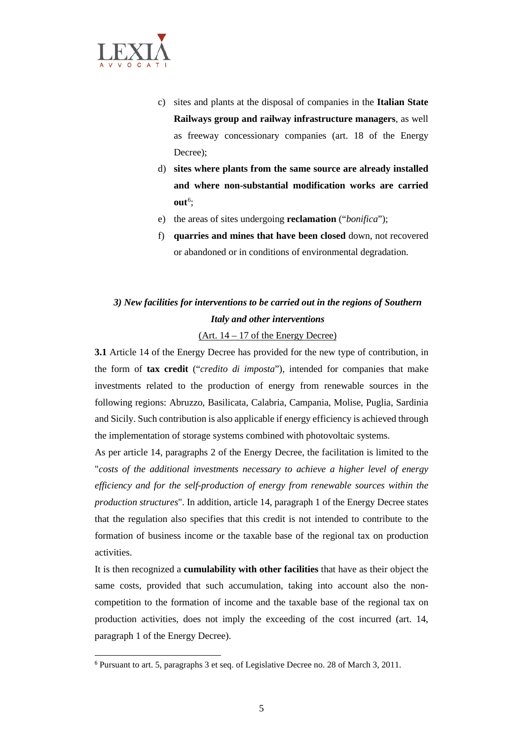c) sites and plants at the disposal of companies in the **Italian State Railways group and railway infrastructure managers**, as well as freeway concessionary companies (art. 18 of the Energy Decree);
d) **sites where plants from the same source are already installed and where non-substantial modification works are carried out**[6];
e) the areas of sites undergoing **reclamation** ("*bonifica*");
f) **quarries and mines that have been closed** down, not recovered or abandoned or in conditions of environmental degradation.

### *3) New facilities for interventions to be carried out in the regions of Southern Italy and other interventions*

(Art. 14 – 17 of the Energy Decree)

**3.1** Article 14 of the Energy Decree has provided for the new type of contribution, in the form of **tax credit** ("*credito di imposta*"), intended for companies that make investments related to the production of energy from renewable sources in the following regions: Abruzzo, Basilicata, Calabria, Campania, Molise, Puglia, Sardinia and Sicily. Such contribution is also applicable if energy efficiency is achieved through the implementation of storage systems combined with photovoltaic systems.

As per article 14, paragraphs 2 of the Energy Decree, the facilitation is limited to the "*costs of the additional investments necessary to achieve a higher level of energy efficiency and for the self-production of energy from renewable sources within the production structures*". In addition, article 14, paragraph 1 of the Energy Decree states that the regulation also specifies that this credit is not intended to contribute to the formation of business income or the taxable base of the regional tax on production activities.

It is then recognized a **cumulability with other facilities** that have as their object the same costs, provided that such accumulation, taking into account also the non-competition to the formation of income and the taxable base of the regional tax on production activities, does not imply the exceeding of the cost incurred (art. 14, paragraph 1 of the Energy Decree).

---

[6] Pursuant to art. 5, paragraphs 3 et seq. of Legislative Decree no. 28 of March 3, 2011.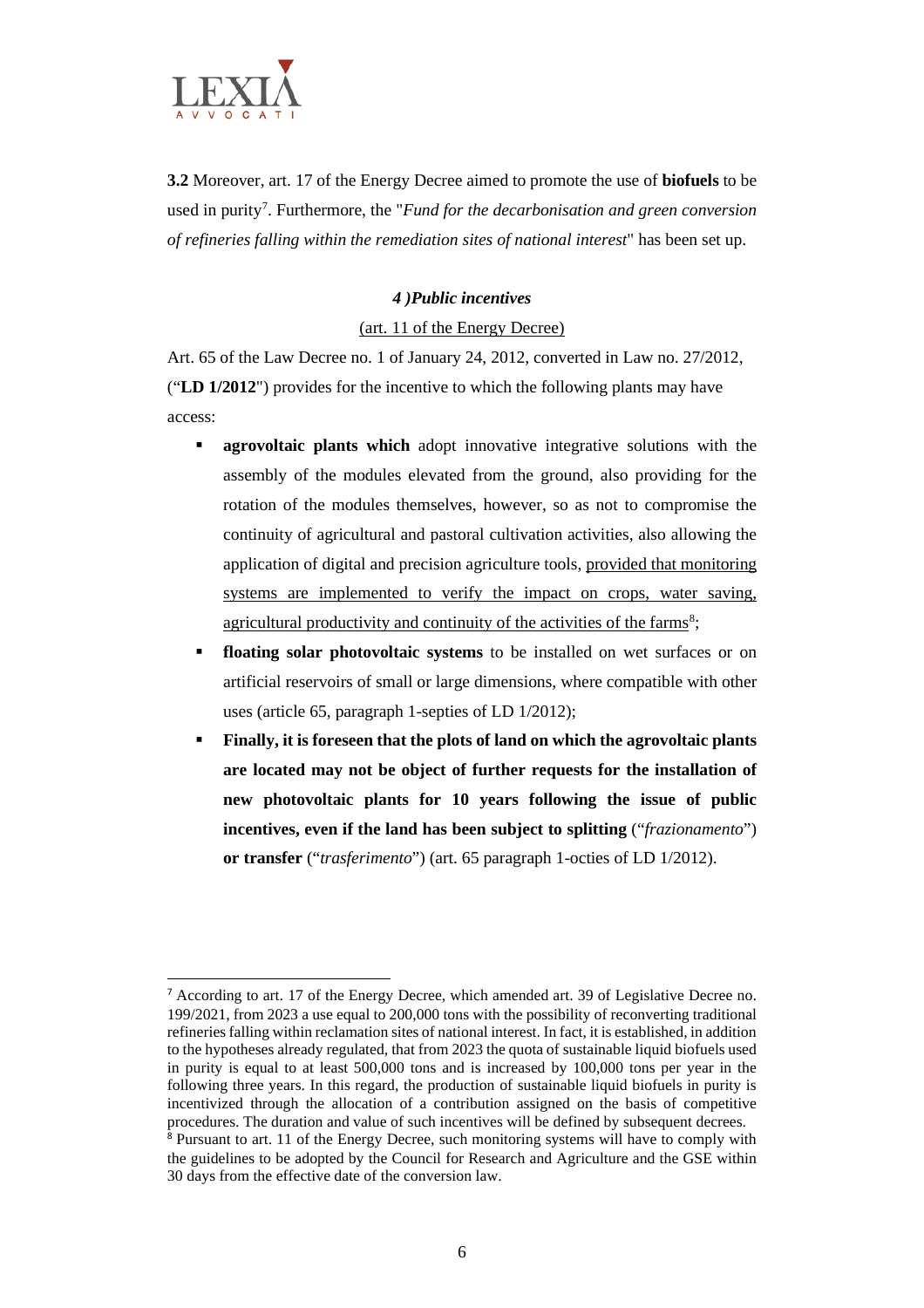**3.2** Moreover, art. 17 of the Energy Decree aimed to promote the use of **biofuels** to be used in purity[7]. Furthermore, the "*Fund for the decarbonisation and green conversion of refineries falling within the remediation sites of national interest*" has been set up.

***4 )Public incentives***

(art. 11 of the Energy Decree)

Art. 65 of the Law Decree no. 1 of January 24, 2012, converted in Law no. 27/2012, ("**LD 1/2012**") provides for the incentive to which the following plants may have access:

- **agrovoltaic plants which** adopt innovative integrative solutions with the assembly of the modules elevated from the ground, also providing for the rotation of the modules themselves, however, so as not to compromise the continuity of agricultural and pastoral cultivation activities, also allowing the application of digital and precision agriculture tools, provided that monitoring systems are implemented to verify the impact on crops, water saving, agricultural productivity and continuity of the activities of the farms[8];
- **floating solar photovoltaic systems** to be installed on wet surfaces or on artificial reservoirs of small or large dimensions, where compatible with other uses (article 65, paragraph 1-septies of LD 1/2012);
- **Finally, it is foreseen that the plots of land on which the agrovoltaic plants are located may not be object of further requests for the installation of new photovoltaic plants for 10 years following the issue of public incentives, even if the land has been subject to splitting** ("*frazionamento*") **or transfer** ("*trasferimento*") (art. 65 paragraph 1-octies of LD 1/2012).

---

[7] According to art. 17 of the Energy Decree, which amended art. 39 of Legislative Decree no. 199/2021, from 2023 a use equal to 200,000 tons with the possibility of reconverting traditional refineries falling within reclamation sites of national interest. In fact, it is established, in addition to the hypotheses already regulated, that from 2023 the quota of sustainable liquid biofuels used in purity is equal to at least 500,000 tons and is increased by 100,000 tons per year in the following three years. In this regard, the production of sustainable liquid biofuels in purity is incentivized through the allocation of a contribution assigned on the basis of competitive procedures. The duration and value of such incentives will be defined by subsequent decrees.

[8] Pursuant to art. 11 of the Energy Decree, such monitoring systems will have to comply with the guidelines to be adopted by the Council for Research and Agriculture and the GSE within 30 days from the effective date of the conversion law.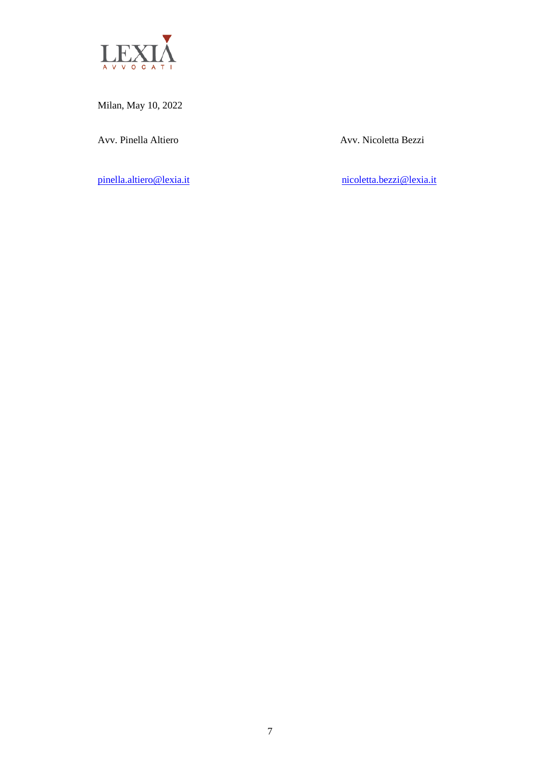LEXIA
AVVOCATI

Milan, May 10, 2022

| | |
|---|---|
| Avv. Pinella Altiero | Avv. Nicoletta Bezzi |
| pinella.altiero@lexia.it | nicoletta.bezzi@lexia.it |